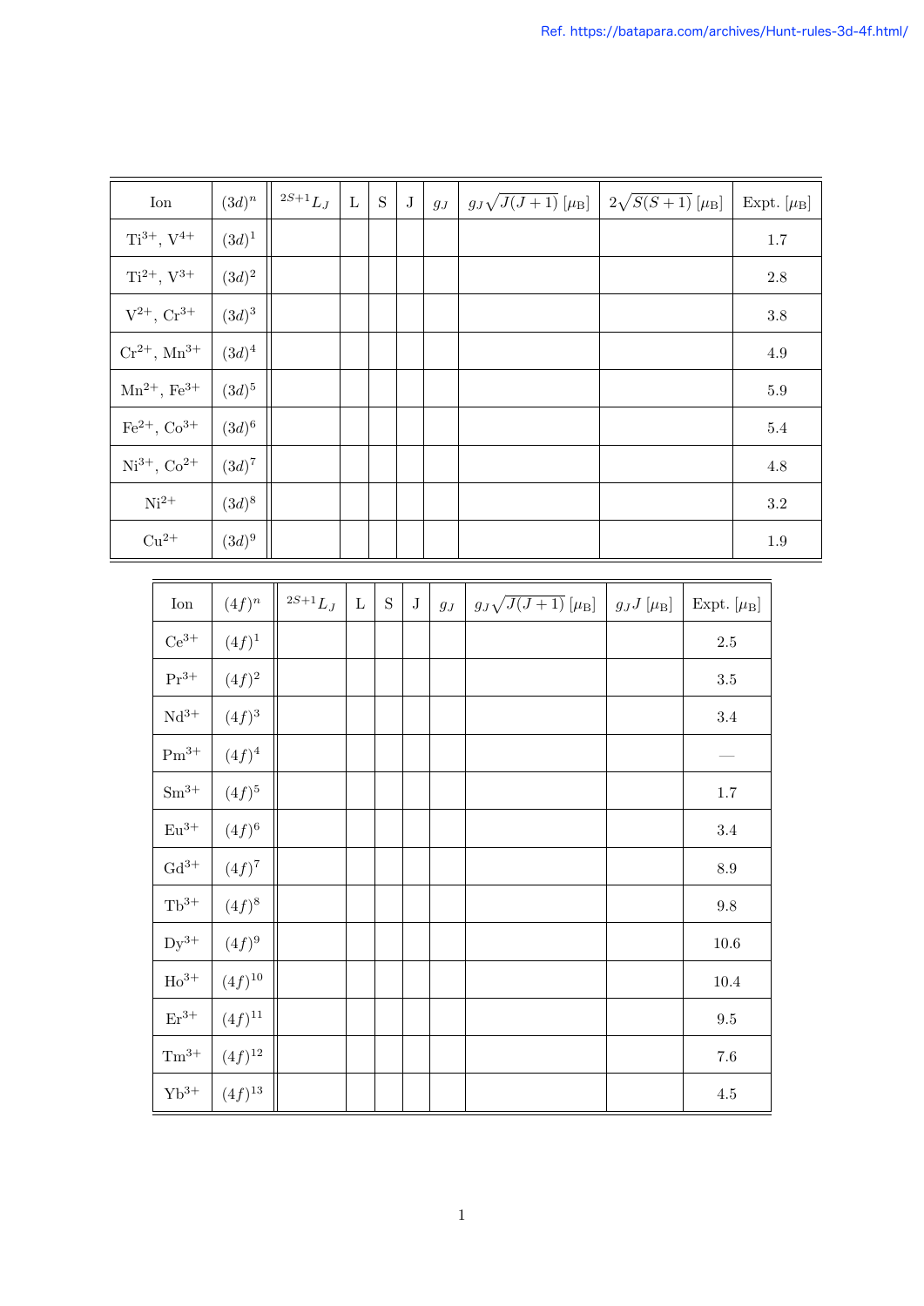Ref. https://batapara.com/archives/Hunt-rules-3d-4f.html/

| Ion | $(3d)^n$ | $^{2S+1}L_J$ | L | S | J | $g_J$ | $g_J\sqrt{J(J+1)}$ $[\mu_B]$ | $2\sqrt{S(S+1)}$ $[\mu_B]$ | Expt. $[\mu_B]$ |
|---|---|---|---|---|---|---|---|---|---|
| $Ti^{3+}$, $V^{4+}$ | $(3d)^1$ | | | | | | | | 1.7 |
| $Ti^{2+}$, $V^{3+}$ | $(3d)^2$ | | | | | | | | 2.8 |
| $V^{2+}$, $Cr^{3+}$ | $(3d)^3$ | | | | | | | | 3.8 |
| $Cr^{2+}$, $Mn^{3+}$ | $(3d)^4$ | | | | | | | | 4.9 |
| $Mn^{2+}$, $Fe^{3+}$ | $(3d)^5$ | | | | | | | | 5.9 |
| $Fe^{2+}$, $Co^{3+}$ | $(3d)^6$ | | | | | | | | 5.4 |
| $Ni^{3+}$, $Co^{2+}$ | $(3d)^7$ | | | | | | | | 4.8 |
| $Ni^{2+}$ | $(3d)^8$ | | | | | | | | 3.2 |
| $Cu^{2+}$ | $(3d)^9$ | | | | | | | | 1.9 |

| Ion | $(4f)^n$ | $^{2S+1}L_J$ | L | S | J | $g_J$ | $g_J\sqrt{J(J+1)}$ $[\mu_B]$ | $g_J J$ $[\mu_B]$ | Expt. $[\mu_B]$ |
|---|---|---|---|---|---|---|---|---|---|
| $Ce^{3+}$ | $(4f)^1$ | | | | | | | | 2.5 |
| $Pr^{3+}$ | $(4f)^2$ | | | | | | | | 3.5 |
| $Nd^{3+}$ | $(4f)^3$ | | | | | | | | 3.4 |
| $Pm^{3+}$ | $(4f)^4$ | | | | | | | | — |
| $Sm^{3+}$ | $(4f)^5$ | | | | | | | | 1.7 |
| $Eu^{3+}$ | $(4f)^6$ | | | | | | | | 3.4 |
| $Gd^{3+}$ | $(4f)^7$ | | | | | | | | 8.9 |
| $Tb^{3+}$ | $(4f)^8$ | | | | | | | | 9.8 |
| $Dy^{3+}$ | $(4f)^9$ | | | | | | | | 10.6 |
| $Ho^{3+}$ | $(4f)^{10}$ | | | | | | | | 10.4 |
| $Er^{3+}$ | $(4f)^{11}$ | | | | | | | | 9.5 |
| $Tm^{3+}$ | $(4f)^{12}$ | | | | | | | | 7.6 |
| $Yb^{3+}$ | $(4f)^{13}$ | | | | | | | | 4.5 |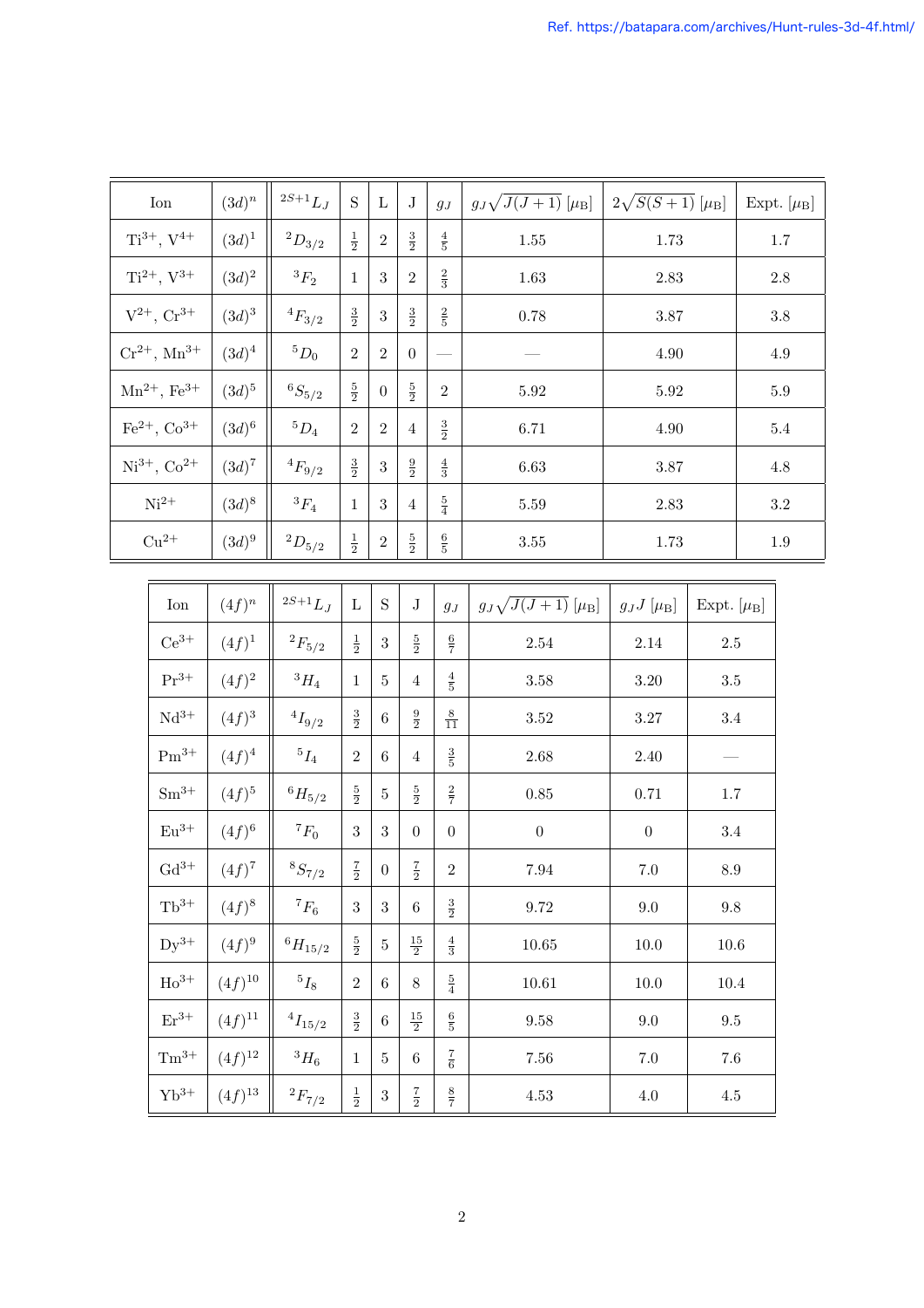Ref. https://batapara.com/archives/Hunt-rules-3d-4f.html/

| Ion | $(3d)^n$ | ${}^{2S+1}L_J$ | S | L | J | $g_J$ | $g_J\sqrt{J(J+1)}$ [$\mu_B$] | $2\sqrt{S(S+1)}$ [$\mu_B$] | Expt. [$\mu_B$] |
|---|---|---|---|---|---|---|---|---|---|
| $Ti^{3+}$, $V^{4+}$ | $(3d)^1$ | ${}^2D_{3/2}$ | $\frac{1}{2}$ | 2 | $\frac{3}{2}$ | $\frac{4}{5}$ | 1.55 | 1.73 | 1.7 |
| $Ti^{2+}$, $V^{3+}$ | $(3d)^2$ | ${}^3F_2$ | 1 | 3 | 2 | $\frac{2}{3}$ | 1.63 | 2.83 | 2.8 |
| $V^{2+}$, $Cr^{3+}$ | $(3d)^3$ | ${}^4F_{3/2}$ | $\frac{3}{2}$ | 3 | $\frac{3}{2}$ | $\frac{2}{5}$ | 0.78 | 3.87 | 3.8 |
| $Cr^{2+}$, $Mn^{3+}$ | $(3d)^4$ | ${}^5D_0$ | 2 | 2 | 0 | — | — | 4.90 | 4.9 |
| $Mn^{2+}$, $Fe^{3+}$ | $(3d)^5$ | ${}^6S_{5/2}$ | $\frac{5}{2}$ | 0 | $\frac{5}{2}$ | 2 | 5.92 | 5.92 | 5.9 |
| $Fe^{2+}$, $Co^{3+}$ | $(3d)^6$ | ${}^5D_4$ | 2 | 2 | 4 | $\frac{3}{2}$ | 6.71 | 4.90 | 5.4 |
| $Ni^{3+}$, $Co^{2+}$ | $(3d)^7$ | ${}^4F_{9/2}$ | $\frac{3}{2}$ | 3 | $\frac{9}{2}$ | $\frac{4}{3}$ | 6.63 | 3.87 | 4.8 |
| $Ni^{2+}$ | $(3d)^8$ | ${}^3F_4$ | 1 | 3 | 4 | $\frac{5}{4}$ | 5.59 | 2.83 | 3.2 |
| $Cu^{2+}$ | $(3d)^9$ | ${}^2D_{5/2}$ | $\frac{1}{2}$ | 2 | $\frac{5}{2}$ | $\frac{6}{5}$ | 3.55 | 1.73 | 1.9 |

| Ion | $(4f)^n$ | ${}^{2S+1}L_J$ | L | S | J | $g_J$ | $g_J\sqrt{J(J+1)}$ [$\mu_B$] | $g_J J$ [$\mu_B$] | Expt. [$\mu_B$] |
|---|---|---|---|---|---|---|---|---|---|
| $Ce^{3+}$ | $(4f)^1$ | ${}^2F_{5/2}$ | $\frac{1}{2}$ | 3 | $\frac{5}{2}$ | $\frac{6}{7}$ | 2.54 | 2.14 | 2.5 |
| $Pr^{3+}$ | $(4f)^2$ | ${}^3H_4$ | 1 | 5 | 4 | $\frac{4}{5}$ | 3.58 | 3.20 | 3.5 |
| $Nd^{3+}$ | $(4f)^3$ | ${}^4I_{9/2}$ | $\frac{3}{2}$ | 6 | $\frac{9}{2}$ | $\frac{8}{11}$ | 3.52 | 3.27 | 3.4 |
| $Pm^{3+}$ | $(4f)^4$ | ${}^5I_4$ | 2 | 6 | 4 | $\frac{3}{5}$ | 2.68 | 2.40 | — |
| $Sm^{3+}$ | $(4f)^5$ | ${}^6H_{5/2}$ | $\frac{5}{2}$ | 5 | $\frac{5}{2}$ | $\frac{2}{7}$ | 0.85 | 0.71 | 1.7 |
| $Eu^{3+}$ | $(4f)^6$ | ${}^7F_0$ | 3 | 3 | 0 | 0 | 0 | 0 | 3.4 |
| $Gd^{3+}$ | $(4f)^7$ | ${}^8S_{7/2}$ | $\frac{7}{2}$ | 0 | $\frac{7}{2}$ | 2 | 7.94 | 7.0 | 8.9 |
| $Tb^{3+}$ | $(4f)^8$ | ${}^7F_6$ | 3 | 3 | 6 | $\frac{3}{2}$ | 9.72 | 9.0 | 9.8 |
| $Dy^{3+}$ | $(4f)^9$ | ${}^6H_{15/2}$ | $\frac{5}{2}$ | 5 | $\frac{15}{2}$ | $\frac{4}{3}$ | 10.65 | 10.0 | 10.6 |
| $Ho^{3+}$ | $(4f)^{10}$ | ${}^5I_8$ | 2 | 6 | 8 | $\frac{5}{4}$ | 10.61 | 10.0 | 10.4 |
| $Er^{3+}$ | $(4f)^{11}$ | ${}^4I_{15/2}$ | $\frac{3}{2}$ | 6 | $\frac{15}{2}$ | $\frac{6}{5}$ | 9.58 | 9.0 | 9.5 |
| $Tm^{3+}$ | $(4f)^{12}$ | ${}^3H_6$ | 1 | 5 | 6 | $\frac{7}{6}$ | 7.56 | 7.0 | 7.6 |
| $Yb^{3+}$ | $(4f)^{13}$ | ${}^2F_{7/2}$ | $\frac{1}{2}$ | 3 | $\frac{7}{2}$ | $\frac{8}{7}$ | 4.53 | 4.0 | 4.5 |